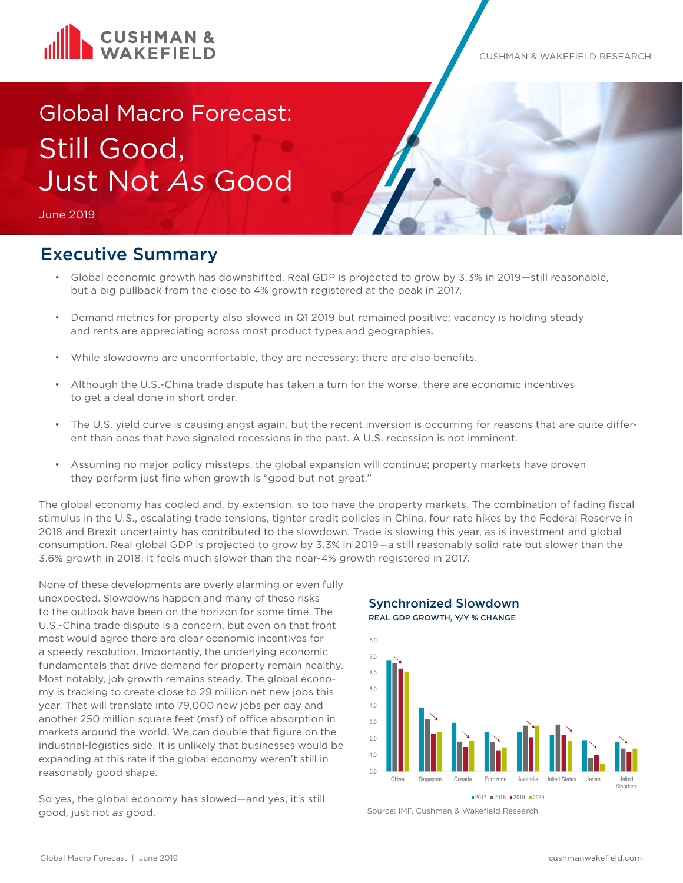CUSHMAN & WAKEFIELD RESEARCH

# Global Macro Forecast: Still Good, Just Not *As* Good

June 2019

## Executive Summary

- Global economic growth has downshifted. Real GDP is projected to grow by 3.3% in 2019—still reasonable, but a big pullback from the close to 4% growth registered at the peak in 2017.
- Demand metrics for property also slowed in Q1 2019 but remained positive; vacancy is holding steady and rents are appreciating across most product types and geographies.
- While slowdowns are uncomfortable, they are necessary; there are also benefits.
- Although the U.S.-China trade dispute has taken a turn for the worse, there are economic incentives to get a deal done in short order.
- The U.S. yield curve is causing angst again, but the recent inversion is occurring for reasons that are quite different than ones that have signaled recessions in the past. A U.S. recession is not imminent.
- Assuming no major policy missteps, the global expansion will continue; property markets have proven they perform just fine when growth is "good but not great."

The global economy has cooled and, by extension, so too have the property markets. The combination of fading fiscal stimulus in the U.S., escalating trade tensions, tighter credit policies in China, four rate hikes by the Federal Reserve in 2018 and Brexit uncertainty has contributed to the slowdown. Trade is slowing this year, as is investment and global consumption. Real global GDP is projected to grow by 3.3% in 2019—a still reasonably solid rate but slower than the 3.6% growth in 2018. It feels much slower than the near-4% growth registered in 2017.

None of these developments are overly alarming or even fully unexpected. Slowdowns happen and many of these risks to the outlook have been on the horizon for some time. The U.S.-China trade dispute is a concern, but even on that front most would agree there are clear economic incentives for a speedy resolution. Importantly, the underlying economic fundamentals that drive demand for property remain healthy. Most notably, job growth remains steady. The global economy is tracking to create close to 29 million net new jobs this year. That will translate into 79,000 new jobs per day and another 250 million square feet (msf) of office absorption in markets around the world. We can double that figure on the industrial-logistics side. It is unlikely that businesses would be expanding at this rate if the global economy weren't still in reasonably good shape.

So yes, the global economy has slowed—and yes, it's still good, just not *as* good.

### Synchronized Slowdown

REAL GDP GROWTH, Y/Y % CHANGE

Source: IMF, Cushman & Wakefield Research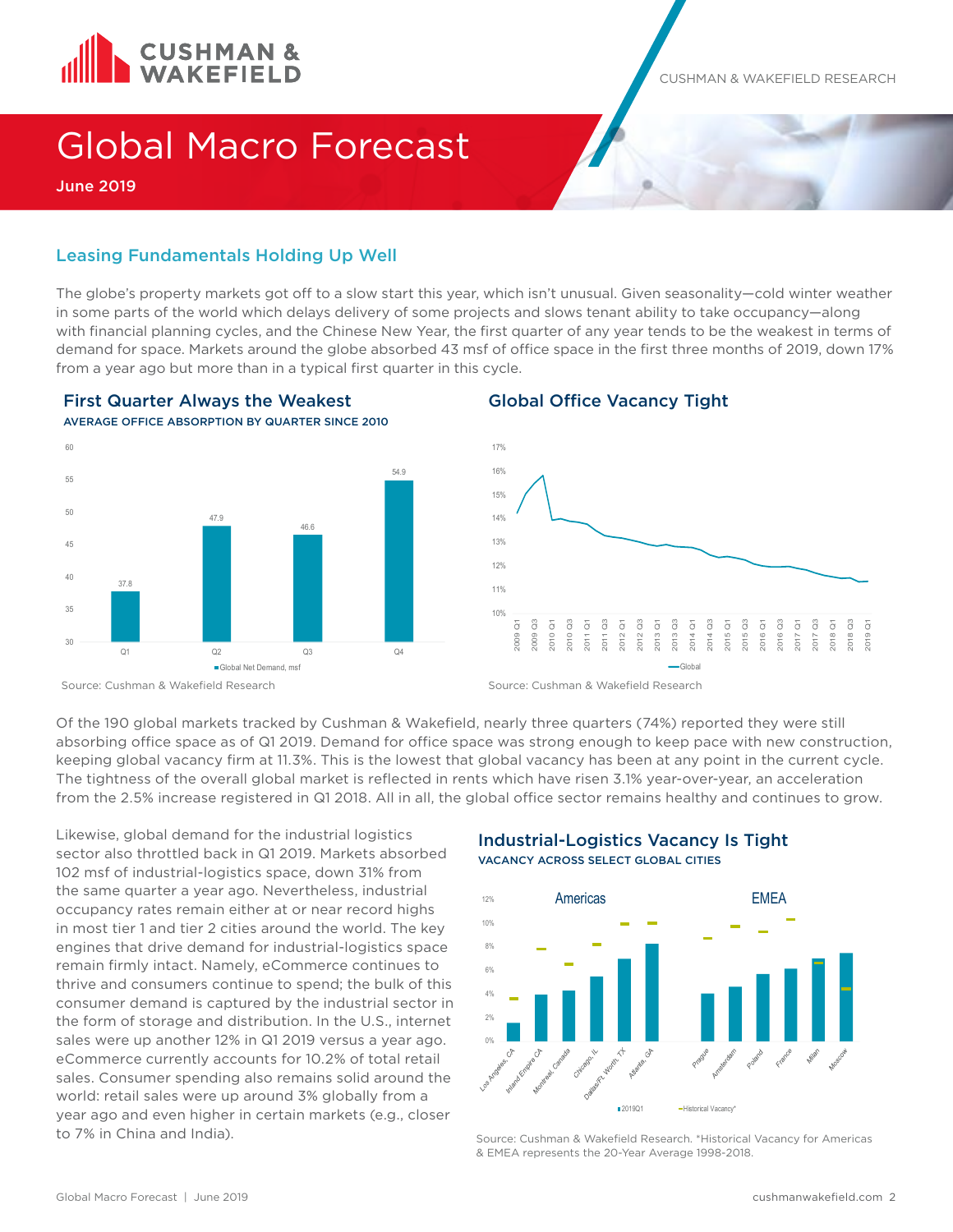# Global Macro Forecast

June 2019

## Leasing Fundamentals Holding Up Well

The globe's property markets got off to a slow start this year, which isn't unusual. Given seasonality—cold winter weather in some parts of the world which delays delivery of some projects and slows tenant ability to take occupancy—along with financial planning cycles, and the Chinese New Year, the first quarter of any year tends to be the weakest in terms of demand for space. Markets around the globe absorbed 43 msf of office space in the first three months of 2019, down 17% from a year ago but more than in a typical first quarter in this cycle.

### First Quarter Always the Weakest

AVERAGE OFFICE ABSORPTION BY QUARTER SINCE 2010

| Quarter | Global Net Demand, msf |
|---|---|
| Q1 | 37.8 |
| Q2 | 47.9 |
| Q3 | 46.6 |
| Q4 | 54.9 |

Source: Cushman & Wakefield Research

### Global Office Vacancy Tight

Source: Cushman & Wakefield Research

Of the 190 global markets tracked by Cushman & Wakefield, nearly three quarters (74%) reported they were still absorbing office space as of Q1 2019. Demand for office space was strong enough to keep pace with new construction, keeping global vacancy firm at 11.3%. This is the lowest that global vacancy has been at any point in the current cycle. The tightness of the overall global market is reflected in rents which have risen 3.1% year-over-year, an acceleration from the 2.5% increase registered in Q1 2018. All in all, the global office sector remains healthy and continues to grow.

Likewise, global demand for the industrial logistics sector also throttled back in Q1 2019. Markets absorbed 102 msf of industrial-logistics space, down 31% from the same quarter a year ago. Nevertheless, industrial occupancy rates remain either at or near record highs in most tier 1 and tier 2 cities around the world. The key engines that drive demand for industrial-logistics space remain firmly intact. Namely, eCommerce continues to thrive and consumers continue to spend; the bulk of this consumer demand is captured by the industrial sector in the form of storage and distribution. In the U.S., internet sales were up another 12% in Q1 2019 versus a year ago. eCommerce currently accounts for 10.2% of total retail sales. Consumer spending also remains solid around the world: retail sales were up around 3% globally from a year ago and even higher in certain markets (e.g., closer to 7% in China and India).

### Industrial-Logistics Vacancy Is Tight

VACANCY ACROSS SELECT GLOBAL CITIES

Source: Cushman & Wakefield Research. *Historical Vacancy for Americas & EMEA represents the 20-Year Average 1998-2018.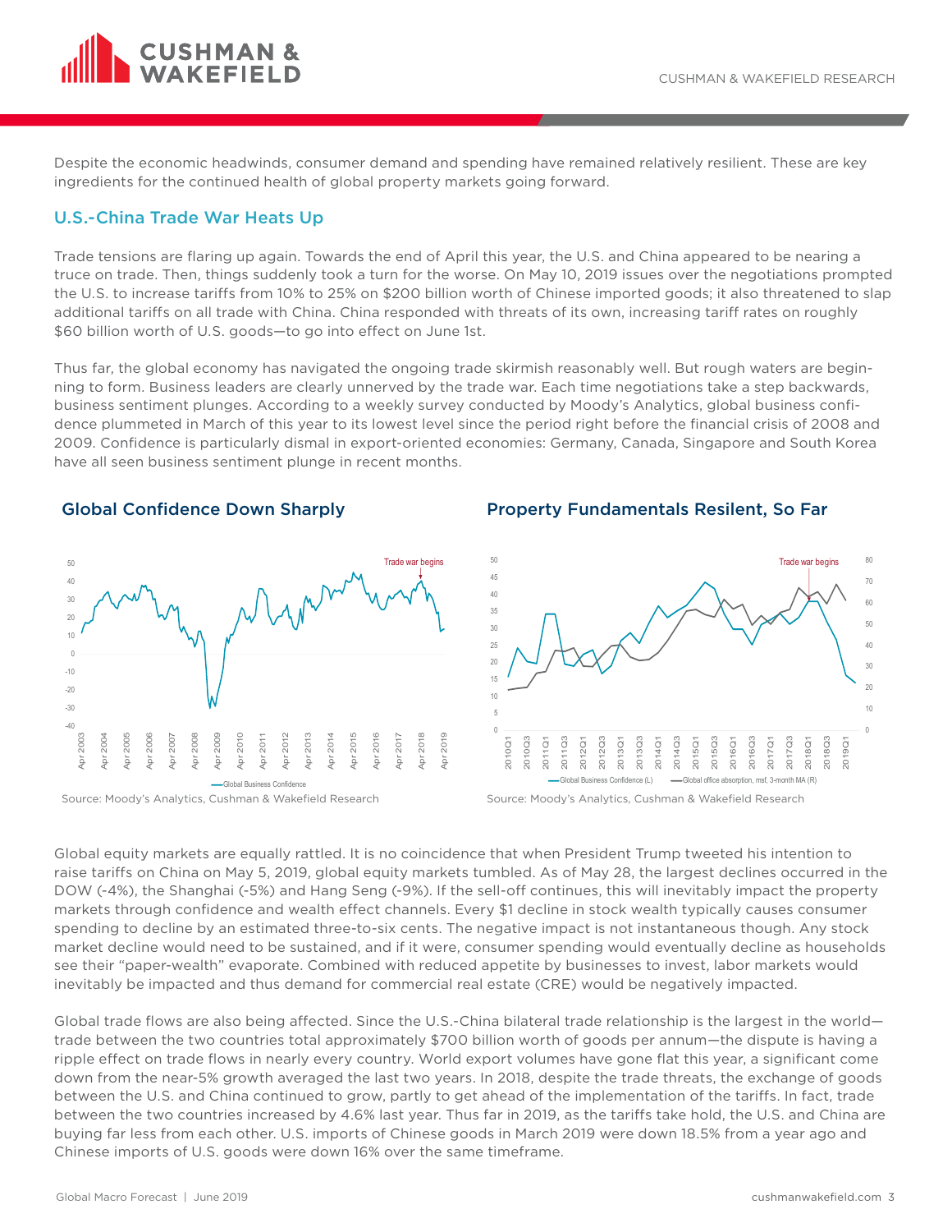Despite the economic headwinds, consumer demand and spending have remained relatively resilient. These are key ingredients for the continued health of global property markets going forward.

## U.S.-China Trade War Heats Up

Trade tensions are flaring up again. Towards the end of April this year, the U.S. and China appeared to be nearing a truce on trade. Then, things suddenly took a turn for the worse. On May 10, 2019 issues over the negotiations prompted the U.S. to increase tariffs from 10% to 25% on $200 billion worth of Chinese imported goods; it also threatened to slap additional tariffs on all trade with China. China responded with threats of its own, increasing tariff rates on roughly $60 billion worth of U.S. goods—to go into effect on June 1st.

Thus far, the global economy has navigated the ongoing trade skirmish reasonably well. But rough waters are beginning to form. Business leaders are clearly unnerved by the trade war. Each time negotiations take a step backwards, business sentiment plunges. According to a weekly survey conducted by Moody's Analytics, global business confidence plummeted in March of this year to its lowest level since the period right before the financial crisis of 2008 and 2009. Confidence is particularly dismal in export-oriented economies: Germany, Canada, Singapore and South Korea have all seen business sentiment plunge in recent months.

### Global Confidence Down Sharply

Source: Moody's Analytics, Cushman & Wakefield Research

### Property Fundamentals Resilent, So Far

Source: Moody's Analytics, Cushman & Wakefield Research

Global equity markets are equally rattled. It is no coincidence that when President Trump tweeted his intention to raise tariffs on China on May 5, 2019, global equity markets tumbled. As of May 28, the largest declines occurred in the DOW (-4%), the Shanghai (-5%) and Hang Seng (-9%). If the sell-off continues, this will inevitably impact the property markets through confidence and wealth effect channels. Every $1 decline in stock wealth typically causes consumer spending to decline by an estimated three-to-six cents. The negative impact is not instantaneous though. Any stock market decline would need to be sustained, and if it were, consumer spending would eventually decline as households see their "paper-wealth" evaporate. Combined with reduced appetite by businesses to invest, labor markets would inevitably be impacted and thus demand for commercial real estate (CRE) would be negatively impacted.

Global trade flows are also being affected. Since the U.S.-China bilateral trade relationship is the largest in the world—trade between the two countries total approximately $700 billion worth of goods per annum—the dispute is having a ripple effect on trade flows in nearly every country. World export volumes have gone flat this year, a significant come down from the near-5% growth averaged the last two years. In 2018, despite the trade threats, the exchange of goods between the U.S. and China continued to grow, partly to get ahead of the implementation of the tariffs. In fact, trade between the two countries increased by 4.6% last year. Thus far in 2019, as the tariffs take hold, the U.S. and China are buying far less from each other. U.S. imports of Chinese goods in March 2019 were down 18.5% from a year ago and Chinese imports of U.S. goods were down 16% over the same timeframe.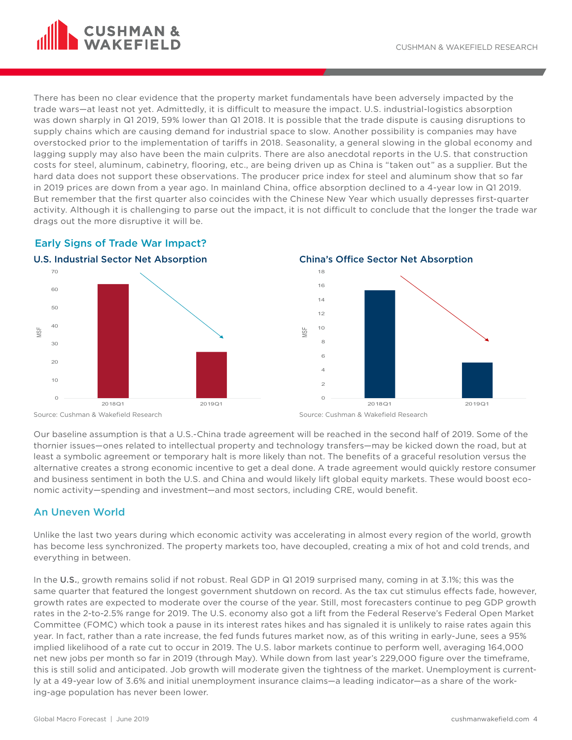There has been no clear evidence that the property market fundamentals have been adversely impacted by the trade wars—at least not yet. Admittedly, it is difficult to measure the impact. U.S. industrial-logistics absorption was down sharply in Q1 2019, 59% lower than Q1 2018. It is possible that the trade dispute is causing disruptions to supply chains which are causing demand for industrial space to slow. Another possibility is companies may have overstocked prior to the implementation of tariffs in 2018. Seasonality, a general slowing in the global economy and lagging supply may also have been the main culprits. There are also anecdotal reports in the U.S. that construction costs for steel, aluminum, cabinetry, flooring, etc., are being driven up as China is "taken out" as a supplier. But the hard data does not support these observations. The producer price index for steel and aluminum show that so far in 2019 prices are down from a year ago. In mainland China, office absorption declined to a 4-year low in Q1 2019. But remember that the first quarter also coincides with the Chinese New Year which usually depresses first-quarter activity. Although it is challenging to parse out the impact, it is not difficult to conclude that the longer the trade war drags out the more disruptive it will be.

## Early Signs of Trade War Impact?

### U.S. Industrial Sector Net Absorption

Source: Cushman & Wakefield Research

### China's Office Sector Net Absorption

Source: Cushman & Wakefield Research

Our baseline assumption is that a U.S.-China trade agreement will be reached in the second half of 2019. Some of the thornier issues—ones related to intellectual property and technology transfers—may be kicked down the road, but at least a symbolic agreement or temporary halt is more likely than not. The benefits of a graceful resolution versus the alternative creates a strong economic incentive to get a deal done. A trade agreement would quickly restore consumer and business sentiment in both the U.S. and China and would likely lift global equity markets. These would boost economic activity—spending and investment—and most sectors, including CRE, would benefit.

## An Uneven World

Unlike the last two years during which economic activity was accelerating in almost every region of the world, growth has become less synchronized. The property markets too, have decoupled, creating a mix of hot and cold trends, and everything in between.

In the **U.S.**, growth remains solid if not robust. Real GDP in Q1 2019 surprised many, coming in at 3.1%; this was the same quarter that featured the longest government shutdown on record. As the tax cut stimulus effects fade, however, growth rates are expected to moderate over the course of the year. Still, most forecasters continue to peg GDP growth rates in the 2-to-2.5% range for 2019. The U.S. economy also got a lift from the Federal Reserve's Federal Open Market Committee (FOMC) which took a pause in its interest rates hikes and has signaled it is unlikely to raise rates again this year. In fact, rather than a rate increase, the fed funds futures market now, as of this writing in early-June, sees a 95% implied likelihood of a rate cut to occur in 2019. The U.S. labor markets continue to perform well, averaging 164,000 net new jobs per month so far in 2019 (through May). While down from last year's 229,000 figure over the timeframe, this is still solid and anticipated. Job growth will moderate given the tightness of the market. Unemployment is currently at a 49-year low of 3.6% and initial unemployment insurance claims—a leading indicator—as a share of the working-age population has never been lower.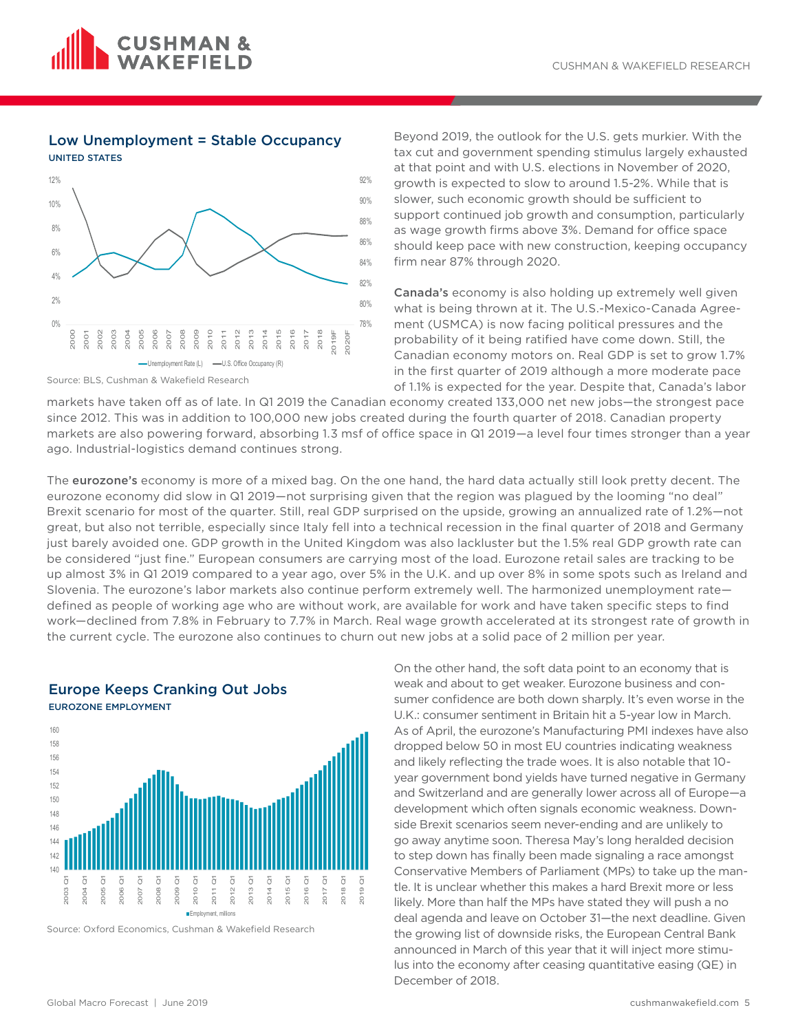## Low Unemployment = Stable Occupancy

UNITED STATES

Source: BLS, Cushman & Wakefield Research

Beyond 2019, the outlook for the U.S. gets murkier. With the tax cut and government spending stimulus largely exhausted at that point and with U.S. elections in November of 2020, growth is expected to slow to around 1.5-2%. While that is slower, such economic growth should be sufficient to support continued job growth and consumption, particularly as wage growth firms above 3%. Demand for office space should keep pace with new construction, keeping occupancy firm near 87% through 2020.

**Canada's** economy is also holding up extremely well given what is being thrown at it. The U.S.-Mexico-Canada Agreement (USMCA) is now facing political pressures and the probability of it being ratified have come down. Still, the Canadian economy motors on. Real GDP is set to grow 1.7% in the first quarter of 2019 although a more moderate pace of 1.1% is expected for the year. Despite that, Canada's labor markets have taken off as of late. In Q1 2019 the Canadian economy created 133,000 net new jobs—the strongest pace since 2012. This was in addition to 100,000 new jobs created during the fourth quarter of 2018. Canadian property markets are also powering forward, absorbing 1.3 msf of office space in Q1 2019—a level four times stronger than a year ago. Industrial-logistics demand continues strong.

The **eurozone's** economy is more of a mixed bag. On the one hand, the hard data actually still look pretty decent. The eurozone economy did slow in Q1 2019—not surprising given that the region was plagued by the looming "no deal" Brexit scenario for most of the quarter. Still, real GDP surprised on the upside, growing an annualized rate of 1.2%—not great, but also not terrible, especially since Italy fell into a technical recession in the final quarter of 2018 and Germany just barely avoided one. GDP growth in the United Kingdom was also lackluster but the 1.5% real GDP growth rate can be considered "just fine." European consumers are carrying most of the load. Eurozone retail sales are tracking to be up almost 3% in Q1 2019 compared to a year ago, over 5% in the U.K. and up over 8% in some spots such as Ireland and Slovenia. The eurozone's labor markets also continue perform extremely well. The harmonized unemployment rate—defined as people of working age who are without work, are available for work and have taken specific steps to find work—declined from 7.8% in February to 7.7% in March. Real wage growth accelerated at its strongest rate of growth in the current cycle. The eurozone also continues to churn out new jobs at a solid pace of 2 million per year.

## Europe Keeps Cranking Out Jobs

EUROZONE EMPLOYMENT

Source: Oxford Economics, Cushman & Wakefield Research

On the other hand, the soft data point to an economy that is weak and about to get weaker. Eurozone business and consumer confidence are both down sharply. It's even worse in the U.K.: consumer sentiment in Britain hit a 5-year low in March. As of April, the eurozone's Manufacturing PMI indexes have also dropped below 50 in most EU countries indicating weakness and likely reflecting the trade woes. It is also notable that 10-year government bond yields have turned negative in Germany and Switzerland and are generally lower across all of Europe—a development which often signals economic weakness. Downside Brexit scenarios seem never-ending and are unlikely to go away anytime soon. Theresa May's long heralded decision to step down has finally been made signaling a race amongst Conservative Members of Parliament (MPs) to take up the mantle. It is unclear whether this makes a hard Brexit more or less likely. More than half the MPs have stated they will push a no deal agenda and leave on October 31—the next deadline. Given the growing list of downside risks, the European Central Bank announced in March of this year that it will inject more stimulus into the economy after ceasing quantitative easing (QE) in December of 2018.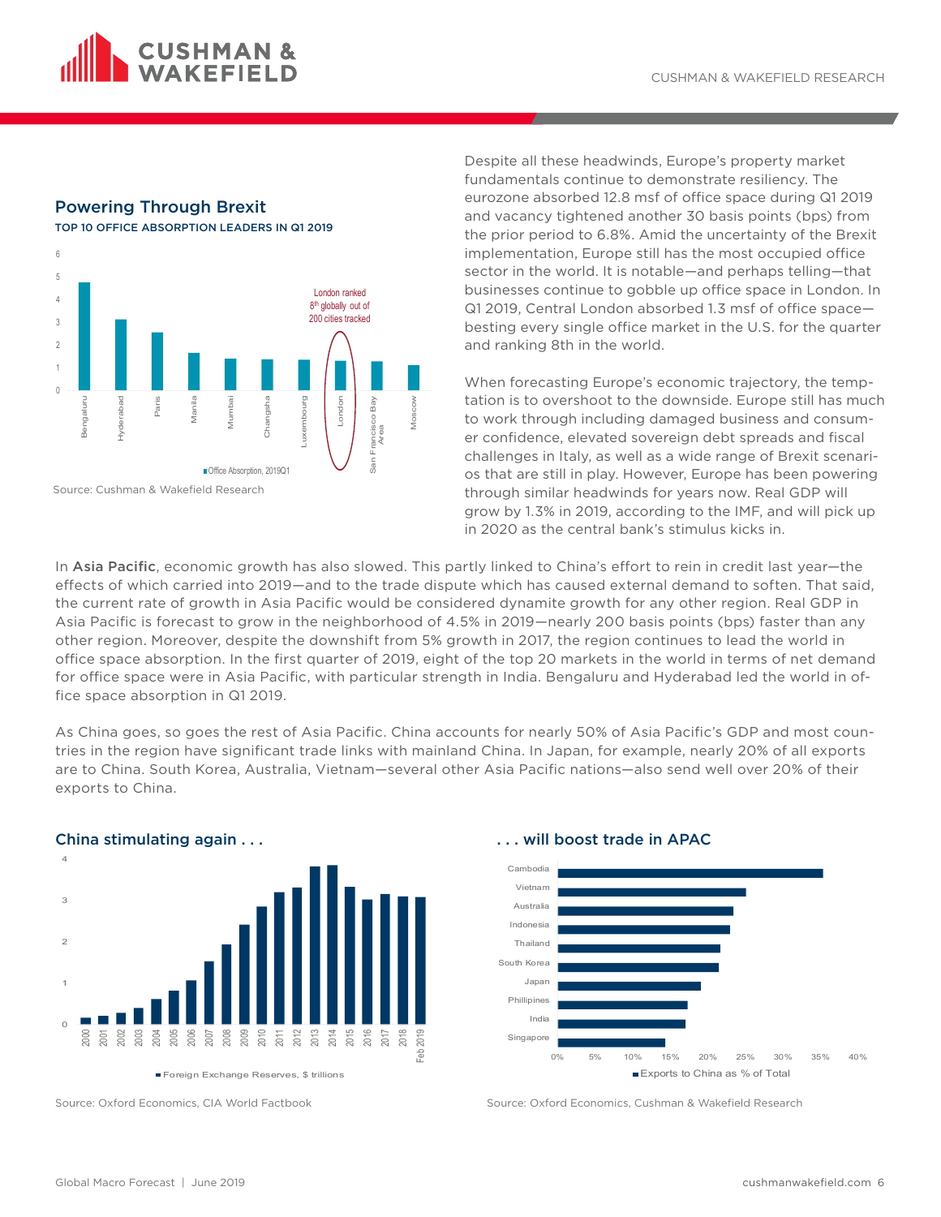## Powering Through Brexit

TOP 10 OFFICE ABSORPTION LEADERS IN Q1 2019

London ranked 8th globally out of 200 cities tracked

Office Absorption, 2019Q1

Source: Cushman & Wakefield Research

Despite all these headwinds, Europe's property market fundamentals continue to demonstrate resiliency. The eurozone absorbed 12.8 msf of office space during Q1 2019 and vacancy tightened another 30 basis points (bps) from the prior period to 6.8%. Amid the uncertainty of the Brexit implementation, Europe still has the most occupied office sector in the world. It is notable—and perhaps telling—that businesses continue to gobble up office space in London. In Q1 2019, Central London absorbed 1.3 msf of office space—besting every single office market in the U.S. for the quarter and ranking 8th in the world.

When forecasting Europe's economic trajectory, the temptation is to overshoot to the downside. Europe still has much to work through including damaged business and consumer confidence, elevated sovereign debt spreads and fiscal challenges in Italy, as well as a wide range of Brexit scenarios that are still in play. However, Europe has been powering through similar headwinds for years now. Real GDP will grow by 1.3% in 2019, according to the IMF, and will pick up in 2020 as the central bank's stimulus kicks in.

In **Asia Pacific**, economic growth has also slowed. This partly linked to China's effort to rein in credit last year—the effects of which carried into 2019—and to the trade dispute which has caused external demand to soften. That said, the current rate of growth in Asia Pacific would be considered dynamite growth for any other region. Real GDP in Asia Pacific is forecast to grow in the neighborhood of 4.5% in 2019—nearly 200 basis points (bps) faster than any other region. Moreover, despite the downshift from 5% growth in 2017, the region continues to lead the world in office space absorption. In the first quarter of 2019, eight of the top 20 markets in the world in terms of net demand for office space were in Asia Pacific, with particular strength in India. Bengaluru and Hyderabad led the world in office space absorption in Q1 2019.

As China goes, so goes the rest of Asia Pacific. China accounts for nearly 50% of Asia Pacific's GDP and most countries in the region have significant trade links with mainland China. In Japan, for example, nearly 20% of all exports are to China. South Korea, Australia, Vietnam—several other Asia Pacific nations—also send well over 20% of their exports to China.

## China stimulating again . . .

Foreign Exchange Reserves, $ trillions

Source: Oxford Economics, CIA World Factbook

## . . . will boost trade in APAC

Exports to China as % of Total

Source: Oxford Economics, Cushman & Wakefield Research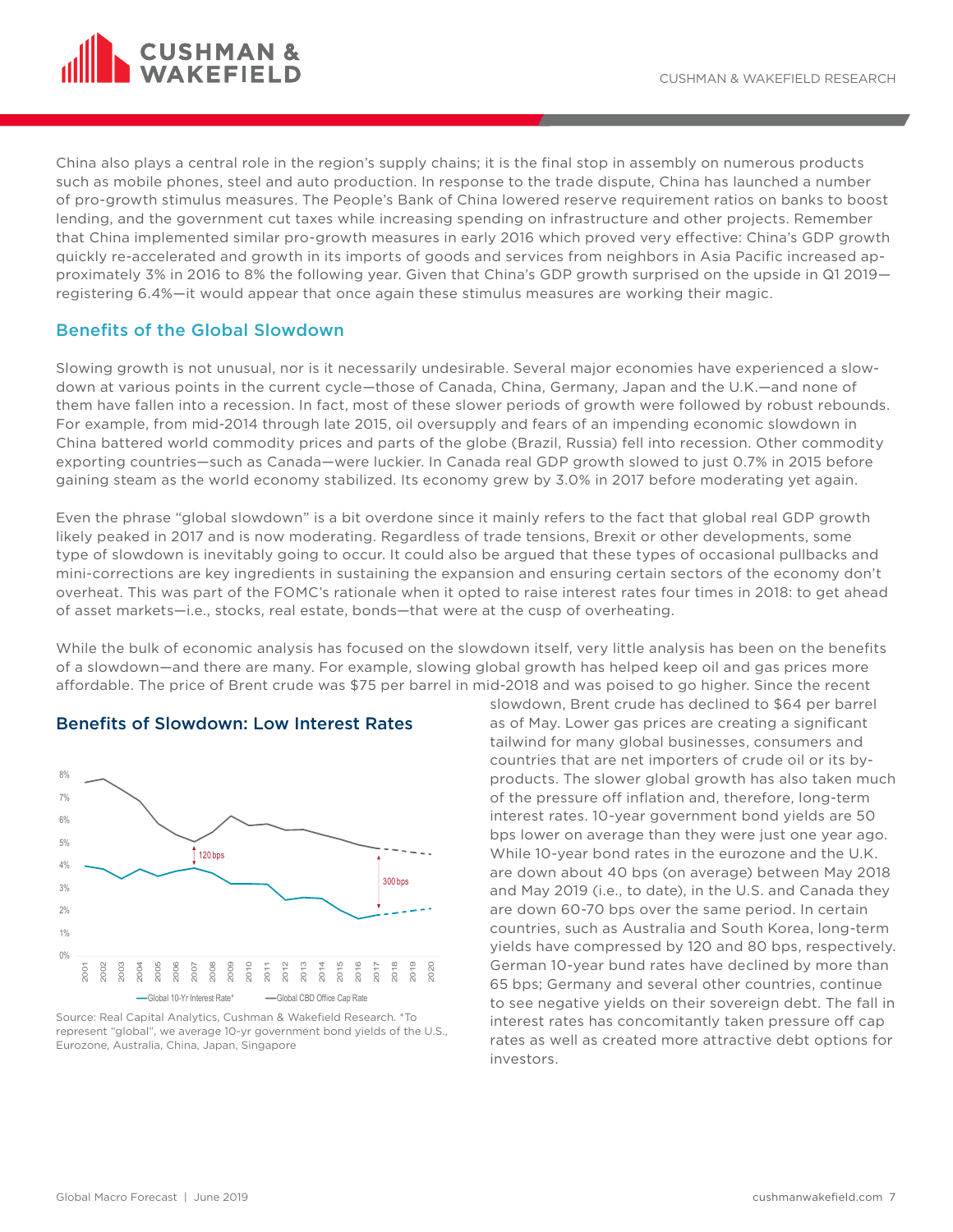China also plays a central role in the region's supply chains; it is the final stop in assembly on numerous products such as mobile phones, steel and auto production. In response to the trade dispute, China has launched a number of pro-growth stimulus measures. The People's Bank of China lowered reserve requirement ratios on banks to boost lending, and the government cut taxes while increasing spending on infrastructure and other projects. Remember that China implemented similar pro-growth measures in early 2016 which proved very effective: China's GDP growth quickly re-accelerated and growth in its imports of goods and services from neighbors in Asia Pacific increased approximately 3% in 2016 to 8% the following year. Given that China's GDP growth surprised on the upside in Q1 2019—registering 6.4%—it would appear that once again these stimulus measures are working their magic.

## Benefits of the Global Slowdown

Slowing growth is not unusual, nor is it necessarily undesirable. Several major economies have experienced a slowdown at various points in the current cycle—those of Canada, China, Germany, Japan and the U.K.—and none of them have fallen into a recession. In fact, most of these slower periods of growth were followed by robust rebounds. For example, from mid-2014 through late 2015, oil oversupply and fears of an impending economic slowdown in China battered world commodity prices and parts of the globe (Brazil, Russia) fell into recession. Other commodity exporting countries—such as Canada—were luckier. In Canada real GDP growth slowed to just 0.7% in 2015 before gaining steam as the world economy stabilized. Its economy grew by 3.0% in 2017 before moderating yet again.

Even the phrase "global slowdown" is a bit overdone since it mainly refers to the fact that global real GDP growth likely peaked in 2017 and is now moderating. Regardless of trade tensions, Brexit or other developments, some type of slowdown is inevitably going to occur. It could also be argued that these types of occasional pullbacks and mini-corrections are key ingredients in sustaining the expansion and ensuring certain sectors of the economy don't overheat. This was part of the FOMC's rationale when it opted to raise interest rates four times in 2018: to get ahead of asset markets—i.e., stocks, real estate, bonds—that were at the cusp of overheating.

While the bulk of economic analysis has focused on the slowdown itself, very little analysis has been on the benefits of a slowdown—and there are many. For example, slowing global growth has helped keep oil and gas prices more affordable. The price of Brent crude was $75 per barrel in mid-2018 and was poised to go higher. Since the recent slowdown, Brent crude has declined to $64 per barrel as of May. Lower gas prices are creating a significant tailwind for many global businesses, consumers and countries that are net importers of crude oil or its by-products. The slower global growth has also taken much of the pressure off inflation and, therefore, long-term interest rates. 10-year government bond yields are 50 bps lower on average than they were just one year ago. While 10-year bond rates in the eurozone and the U.K. are down about 40 bps (on average) between May 2018 and May 2019 (i.e., to date), in the U.S. and Canada they are down 60-70 bps over the same period. In certain countries, such as Australia and South Korea, long-term yields have compressed by 120 and 80 bps, respectively. German 10-year bund rates have declined by more than 65 bps; Germany and several other countries, continue to see negative yields on their sovereign debt. The fall in interest rates has concomitantly taken pressure off cap rates as well as created more attractive debt options for investors.

### Benefits of Slowdown: Low Interest Rates

Source: Real Capital Analytics, Cushman & Wakefield Research. *To represent "global", we average 10-yr government bond yields of the U.S., Eurozone, Australia, China, Japan, Singapore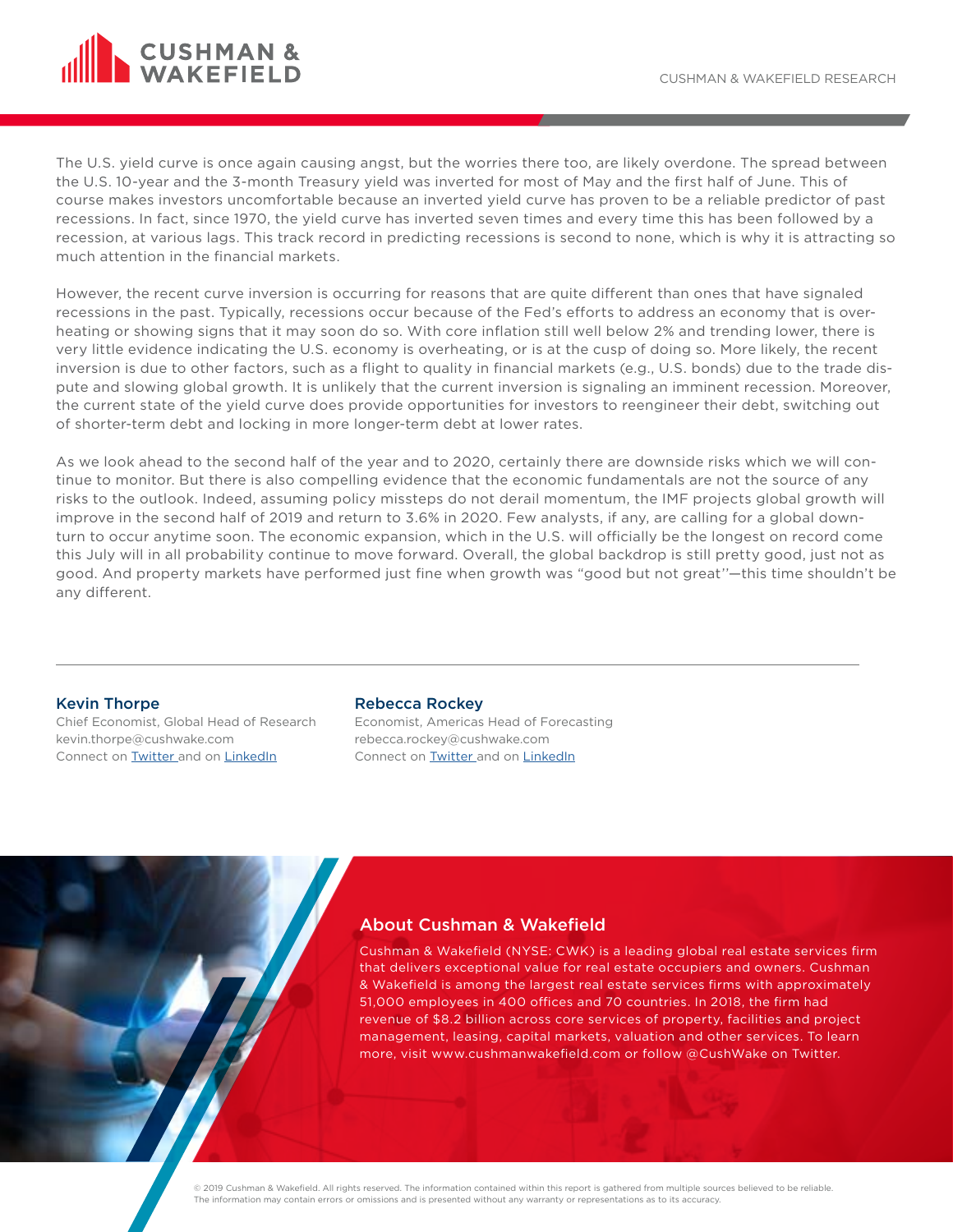The U.S. yield curve is once again causing angst, but the worries there too, are likely overdone. The spread between the U.S. 10-year and the 3-month Treasury yield was inverted for most of May and the first half of June. This of course makes investors uncomfortable because an inverted yield curve has proven to be a reliable predictor of past recessions. In fact, since 1970, the yield curve has inverted seven times and every time this has been followed by a recession, at various lags. This track record in predicting recessions is second to none, which is why it is attracting so much attention in the financial markets.

However, the recent curve inversion is occurring for reasons that are quite different than ones that have signaled recessions in the past. Typically, recessions occur because of the Fed's efforts to address an economy that is overheating or showing signs that it may soon do so. With core inflation still well below 2% and trending lower, there is very little evidence indicating the U.S. economy is overheating, or is at the cusp of doing so. More likely, the recent inversion is due to other factors, such as a flight to quality in financial markets (e.g., U.S. bonds) due to the trade dispute and slowing global growth. It is unlikely that the current inversion is signaling an imminent recession. Moreover, the current state of the yield curve does provide opportunities for investors to reengineer their debt, switching out of shorter-term debt and locking in more longer-term debt at lower rates.

As we look ahead to the second half of the year and to 2020, certainly there are downside risks which we will continue to monitor. But there is also compelling evidence that the economic fundamentals are not the source of any risks to the outlook. Indeed, assuming policy missteps do not derail momentum, the IMF projects global growth will improve in the second half of 2019 and return to 3.6% in 2020. Few analysts, if any, are calling for a global downturn to occur anytime soon. The economic expansion, which in the U.S. will officially be the longest on record come this July will in all probability continue to move forward. Overall, the global backdrop is still pretty good, just not as good. And property markets have performed just fine when growth was "good but not great"—this time shouldn't be any different.

---

**Kevin Thorpe**
Chief Economist, Global Head of Research
kevin.thorpe@cushwake.com
Connect on Twitter and on LinkedIn

**Rebecca Rockey**
Economist, Americas Head of Forecasting
rebecca.rockey@cushwake.com
Connect on Twitter and on LinkedIn

## About Cushman & Wakefield

Cushman & Wakefield (NYSE: CWK) is a leading global real estate services firm that delivers exceptional value for real estate occupiers and owners. Cushman & Wakefield is among the largest real estate services firms with approximately 51,000 employees in 400 offices and 70 countries. In 2018, the firm had revenue of $8.2 billion across core services of property, facilities and project management, leasing, capital markets, valuation and other services. To learn more, visit www.cushmanwakefield.com or follow @CushWake on Twitter.

© 2019 Cushman & Wakefield. All rights reserved. The information contained within this report is gathered from multiple sources believed to be reliable. The information may contain errors or omissions and is presented without any warranty or representations as to its accuracy.